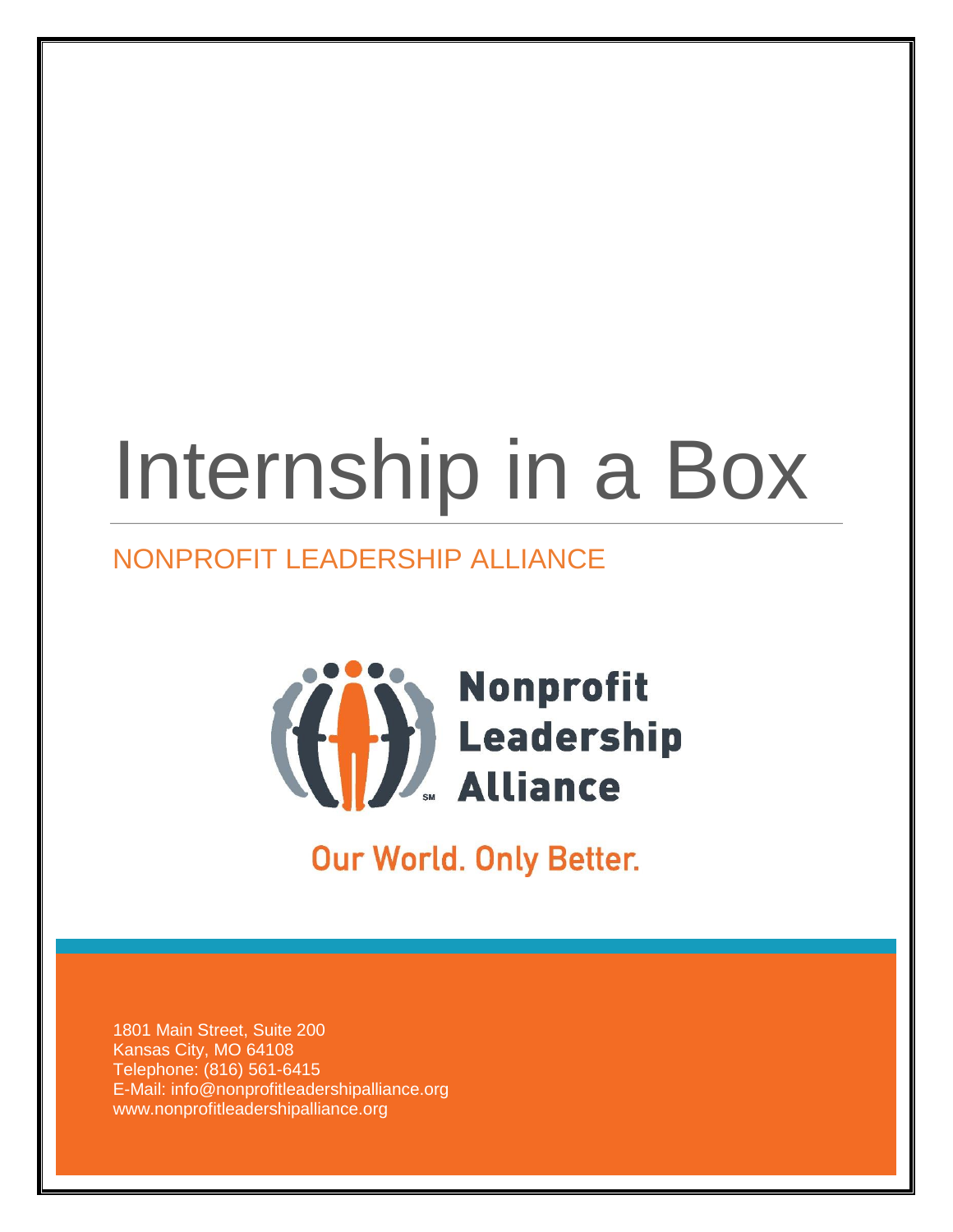# Internship in a Box

## NONPROFIT LEADERSHIP ALLIANCE

Nonprofit Leadership Alliance

Our World. Only Better.

1801 Main Street, Suite 200
Kansas City, MO 64108
Telephone: (816) 561-6415
E-Mail: info@nonprofitleadershipalliance.org
www.nonprofitleadershipalliance.org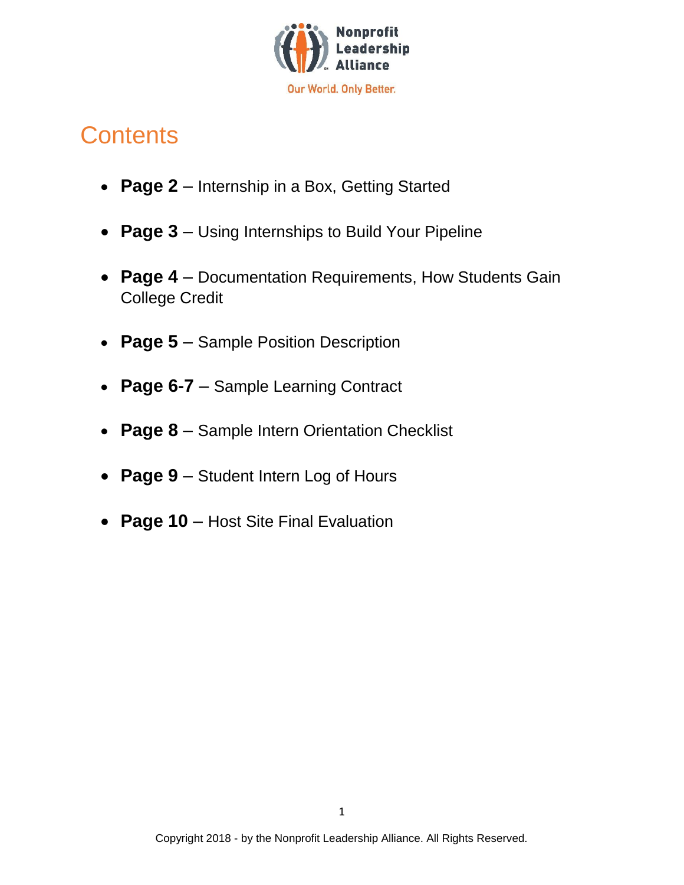Nonprofit Leadership Alliance

Our World. Only Better.

# Contents

- **Page 2** – Internship in a Box, Getting Started
- **Page 3** – Using Internships to Build Your Pipeline
- **Page 4** – Documentation Requirements, How Students Gain College Credit
- **Page 5** – Sample Position Description
- **Page 6-7** – Sample Learning Contract
- **Page 8** – Sample Intern Orientation Checklist
- **Page 9** – Student Intern Log of Hours
- **Page 10** – Host Site Final Evaluation

Copyright 2018 - by the Nonprofit Leadership Alliance. All Rights Reserved.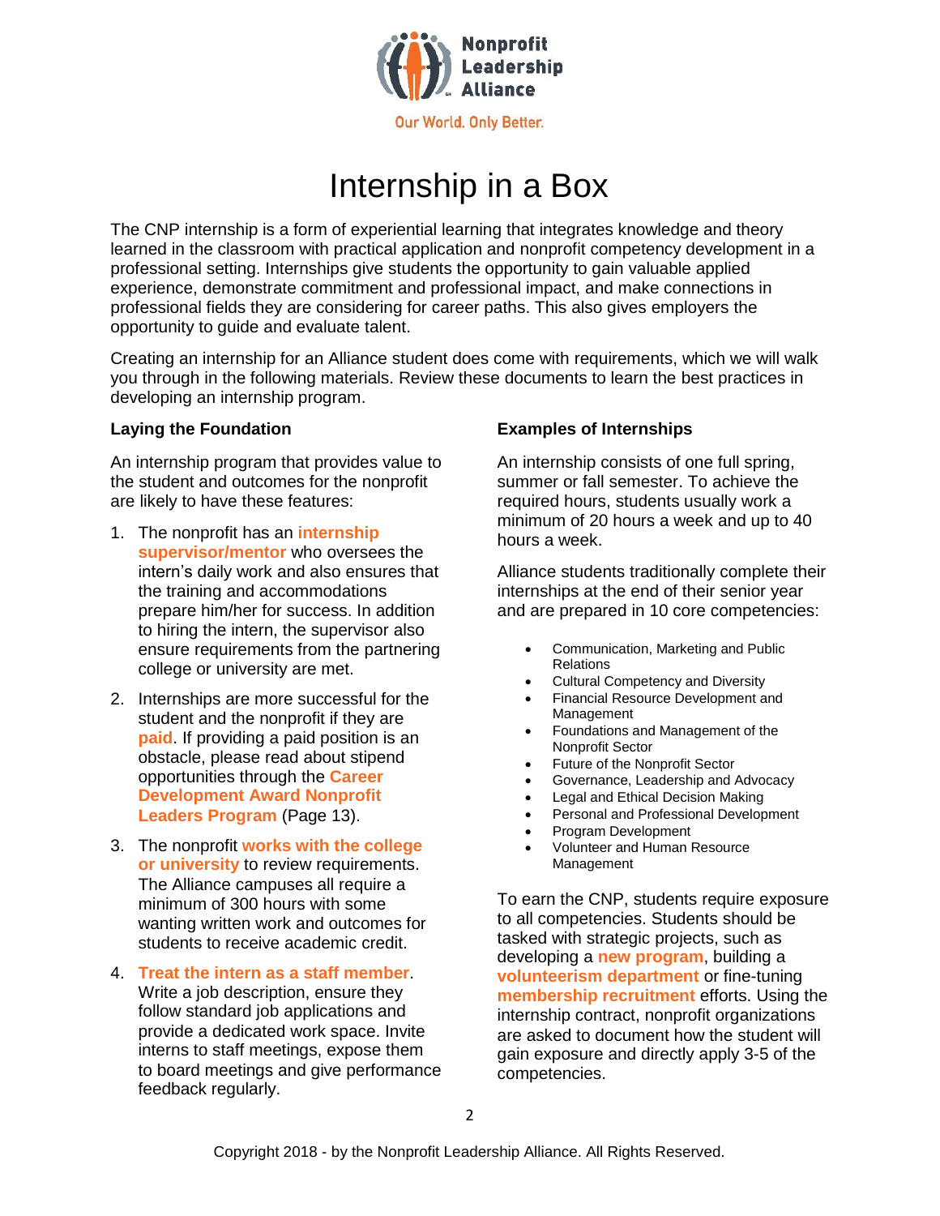# Internship in a Box

The CNP internship is a form of experiential learning that integrates knowledge and theory learned in the classroom with practical application and nonprofit competency development in a professional setting. Internships give students the opportunity to gain valuable applied experience, demonstrate commitment and professional impact, and make connections in professional fields they are considering for career paths. This also gives employers the opportunity to guide and evaluate talent.

Creating an internship for an Alliance student does come with requirements, which we will walk you through in the following materials. Review these documents to learn the best practices in developing an internship program.

### Laying the Foundation

An internship program that provides value to the student and outcomes for the nonprofit are likely to have these features:

1. The nonprofit has an **internship supervisor/mentor** who oversees the intern's daily work and also ensures that the training and accommodations prepare him/her for success. In addition to hiring the intern, the supervisor also ensure requirements from the partnering college or university are met.
2. Internships are more successful for the student and the nonprofit if they are **paid**. If providing a paid position is an obstacle, please read about stipend opportunities through the **Career Development Award Nonprofit Leaders Program** (Page 13).
3. The nonprofit **works with the college or university** to review requirements. The Alliance campuses all require a minimum of 300 hours with some wanting written work and outcomes for students to receive academic credit.
4. **Treat the intern as a staff member**. Write a job description, ensure they follow standard job applications and provide a dedicated work space. Invite interns to staff meetings, expose them to board meetings and give performance feedback regularly.

### Examples of Internships

An internship consists of one full spring, summer or fall semester. To achieve the required hours, students usually work a minimum of 20 hours a week and up to 40 hours a week.

Alliance students traditionally complete their internships at the end of their senior year and are prepared in 10 core competencies:

- Communication, Marketing and Public Relations
- Cultural Competency and Diversity
- Financial Resource Development and Management
- Foundations and Management of the Nonprofit Sector
- Future of the Nonprofit Sector
- Governance, Leadership and Advocacy
- Legal and Ethical Decision Making
- Personal and Professional Development
- Program Development
- Volunteer and Human Resource Management

To earn the CNP, students require exposure to all competencies. Students should be tasked with strategic projects, such as developing a **new program**, building a **volunteerism department** or fine-tuning **membership recruitment** efforts. Using the internship contract, nonprofit organizations are asked to document how the student will gain exposure and directly apply 3-5 of the competencies.

Copyright 2018 - by the Nonprofit Leadership Alliance. All Rights Reserved.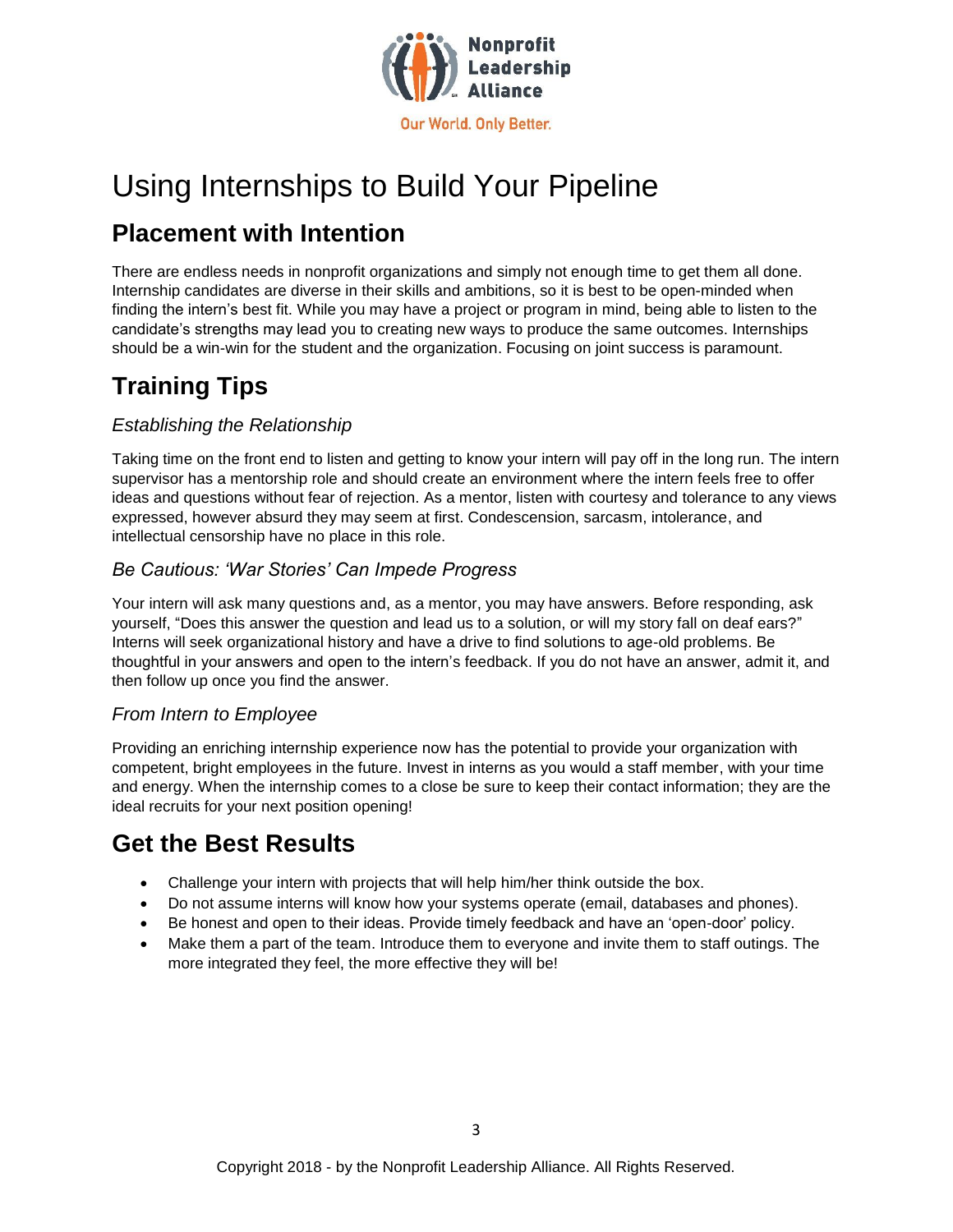# Using Internships to Build Your Pipeline

## Placement with Intention

There are endless needs in nonprofit organizations and simply not enough time to get them all done. Internship candidates are diverse in their skills and ambitions, so it is best to be open-minded when finding the intern's best fit. While you may have a project or program in mind, being able to listen to the candidate's strengths may lead you to creating new ways to produce the same outcomes. Internships should be a win-win for the student and the organization. Focusing on joint success is paramount.

## Training Tips

### *Establishing the Relationship*

Taking time on the front end to listen and getting to know your intern will pay off in the long run. The intern supervisor has a mentorship role and should create an environment where the intern feels free to offer ideas and questions without fear of rejection. As a mentor, listen with courtesy and tolerance to any views expressed, however absurd they may seem at first. Condescension, sarcasm, intolerance, and intellectual censorship have no place in this role.

### *Be Cautious: 'War Stories' Can Impede Progress*

Your intern will ask many questions and, as a mentor, you may have answers. Before responding, ask yourself, "Does this answer the question and lead us to a solution, or will my story fall on deaf ears?" Interns will seek organizational history and have a drive to find solutions to age-old problems. Be thoughtful in your answers and open to the intern's feedback. If you do not have an answer, admit it, and then follow up once you find the answer.

### *From Intern to Employee*

Providing an enriching internship experience now has the potential to provide your organization with competent, bright employees in the future. Invest in interns as you would a staff member, with your time and energy. When the internship comes to a close be sure to keep their contact information; they are the ideal recruits for your next position opening!

## Get the Best Results

- Challenge your intern with projects that will help him/her think outside the box.
- Do not assume interns will know how your systems operate (email, databases and phones).
- Be honest and open to their ideas. Provide timely feedback and have an 'open-door' policy.
- Make them a part of the team. Introduce them to everyone and invite them to staff outings. The more integrated they feel, the more effective they will be!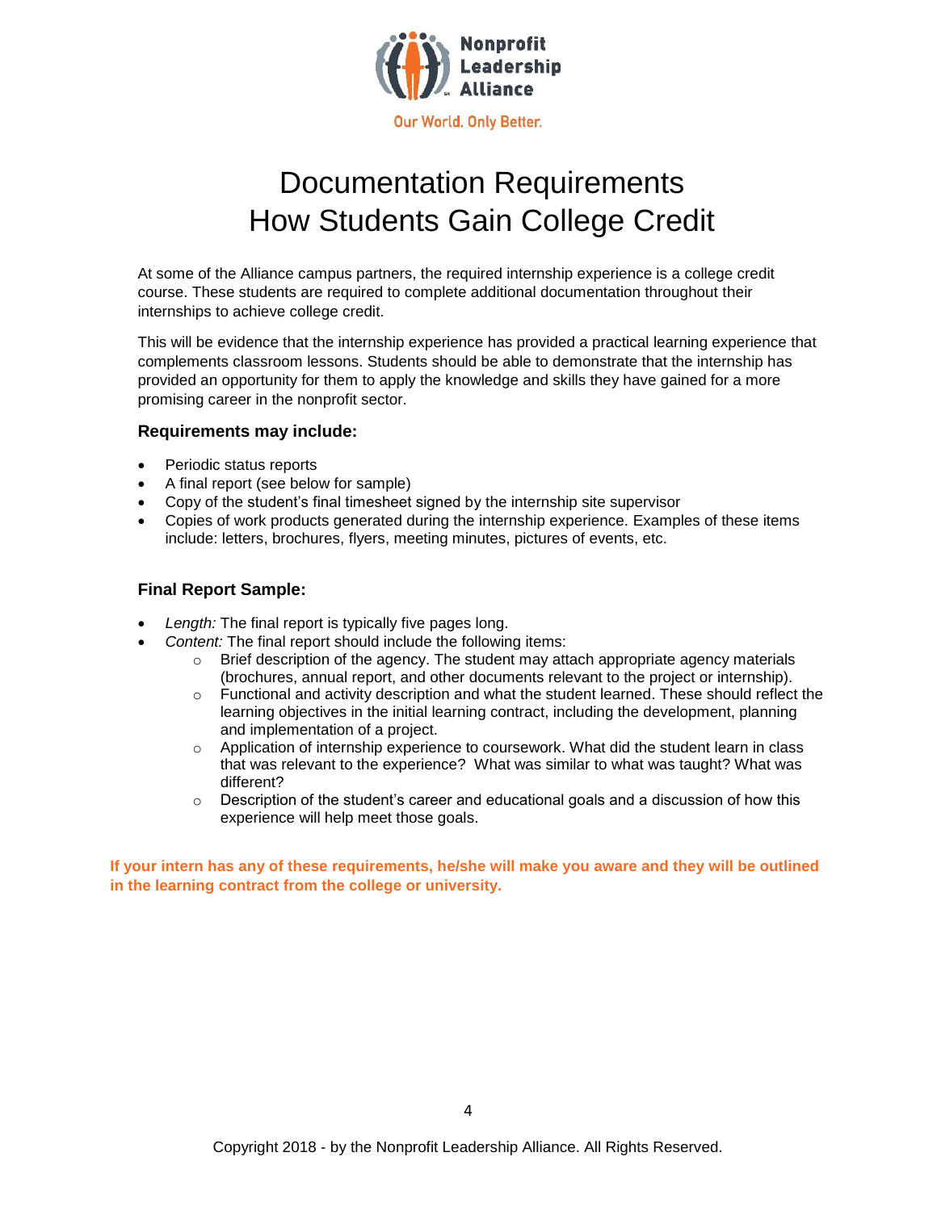Nonprofit Leadership Alliance

Our World. Only Better.

# Documentation Requirements
# How Students Gain College Credit

At some of the Alliance campus partners, the required internship experience is a college credit course. These students are required to complete additional documentation throughout their internships to achieve college credit.

This will be evidence that the internship experience has provided a practical learning experience that complements classroom lessons. Students should be able to demonstrate that the internship has provided an opportunity for them to apply the knowledge and skills they have gained for a more promising career in the nonprofit sector.

### Requirements may include:

- Periodic status reports
- A final report (see below for sample)
- Copy of the student's final timesheet signed by the internship site supervisor
- Copies of work products generated during the internship experience. Examples of these items include: letters, brochures, flyers, meeting minutes, pictures of events, etc.

### Final Report Sample:

- *Length:* The final report is typically five pages long.
- *Content:* The final report should include the following items:
    - Brief description of the agency. The student may attach appropriate agency materials (brochures, annual report, and other documents relevant to the project or internship).
    - Functional and activity description and what the student learned. These should reflect the learning objectives in the initial learning contract, including the development, planning and implementation of a project.
    - Application of internship experience to coursework. What did the student learn in class that was relevant to the experience? What was similar to what was taught? What was different?
    - Description of the student's career and educational goals and a discussion of how this experience will help meet those goals.

**If your intern has any of these requirements, he/she will make you aware and they will be outlined in the learning contract from the college or university.**

Copyright 2018 - by the Nonprofit Leadership Alliance. All Rights Reserved.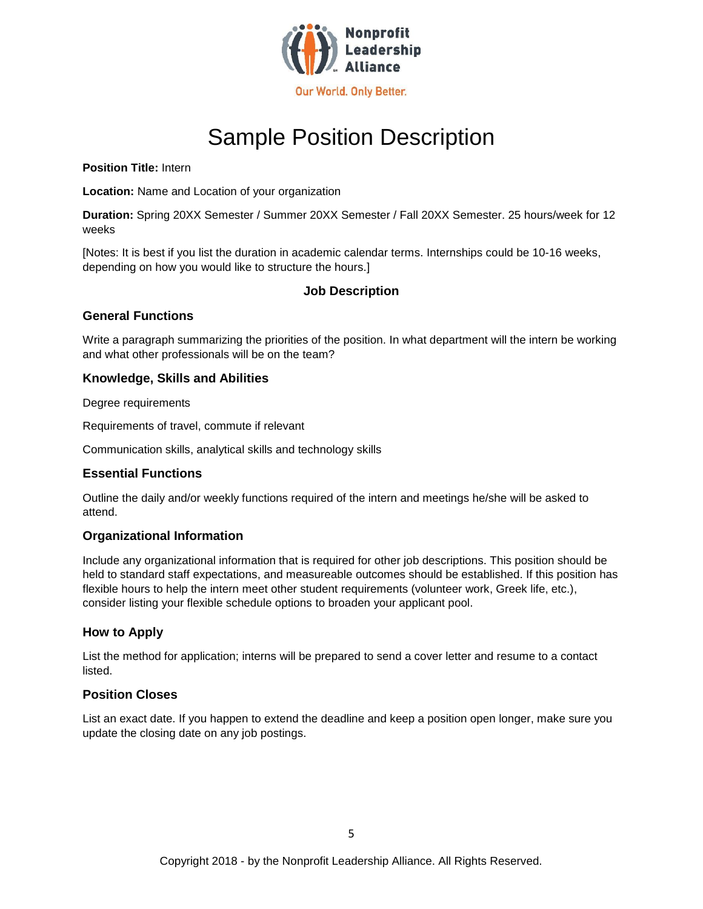# Sample Position Description

**Position Title:** Intern

**Location:** Name and Location of your organization

**Duration:** Spring 20XX Semester / Summer 20XX Semester / Fall 20XX Semester. 25 hours/week for 12 weeks

[Notes: It is best if you list the duration in academic calendar terms. Internships could be 10-16 weeks, depending on how you would like to structure the hours.]

## Job Description

### General Functions

Write a paragraph summarizing the priorities of the position. In what department will the intern be working and what other professionals will be on the team?

### Knowledge, Skills and Abilities

Degree requirements

Requirements of travel, commute if relevant

Communication skills, analytical skills and technology skills

### Essential Functions

Outline the daily and/or weekly functions required of the intern and meetings he/she will be asked to attend.

### Organizational Information

Include any organizational information that is required for other job descriptions. This position should be held to standard staff expectations, and measureable outcomes should be established. If this position has flexible hours to help the intern meet other student requirements (volunteer work, Greek life, etc.), consider listing your flexible schedule options to broaden your applicant pool.

### How to Apply

List the method for application; interns will be prepared to send a cover letter and resume to a contact listed.

### Position Closes

List an exact date. If you happen to extend the deadline and keep a position open longer, make sure you update the closing date on any job postings.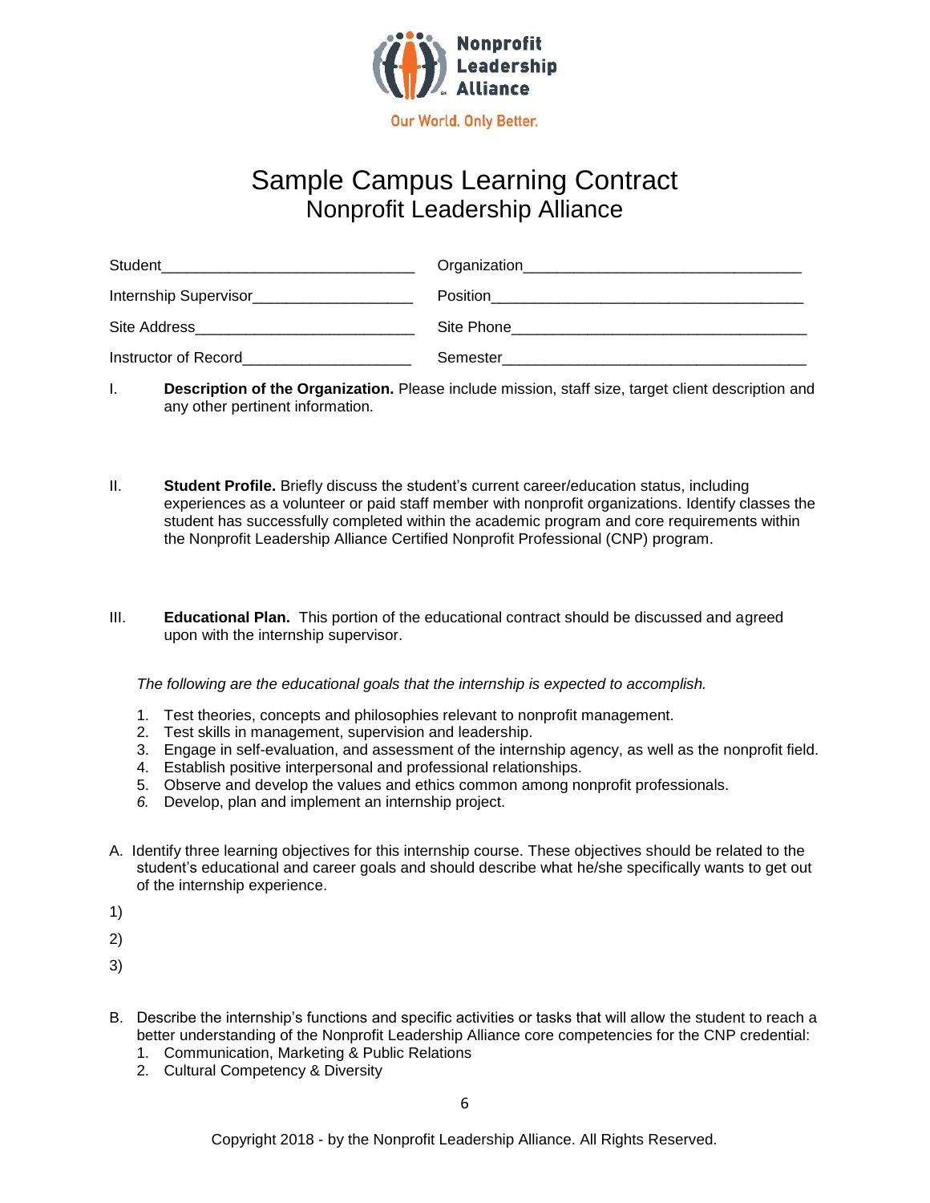Nonprofit Leadership Alliance

Our World. Only Better.

# Sample Campus Learning Contract

## Nonprofit Leadership Alliance

| | |
|---|---|
| Student______________________________ | Organization________________________________ |
| Internship Supervisor__________________ | Position_____________________________________ |
| Site Address__________________________ | Site Phone___________________________________ |
| Instructor of Record___________________ | Semester____________________________________ |

I. **Description of the Organization.** Please include mission, staff size, target client description and any other pertinent information.

II. **Student Profile.** Briefly discuss the student's current career/education status, including experiences as a volunteer or paid staff member with nonprofit organizations. Identify classes the student has successfully completed within the academic program and core requirements within the Nonprofit Leadership Alliance Certified Nonprofit Professional (CNP) program.

III. **Educational Plan.** This portion of the educational contract should be discussed and agreed upon with the internship supervisor.

*The following are the educational goals that the internship is expected to accomplish.*

1. Test theories, concepts and philosophies relevant to nonprofit management.
2. Test skills in management, supervision and leadership.
3. Engage in self-evaluation, and assessment of the internship agency, as well as the nonprofit field.
4. Establish positive interpersonal and professional relationships.
5. Observe and develop the values and ethics common among nonprofit professionals.
6. Develop, plan and implement an internship project.

A. Identify three learning objectives for this internship course. These objectives should be related to the student's educational and career goals and should describe what he/she specifically wants to get out of the internship experience.

1)

2)

3)

B. Describe the internship's functions and specific activities or tasks that will allow the student to reach a better understanding of the Nonprofit Leadership Alliance core competencies for the CNP credential:

1. Communication, Marketing & Public Relations
2. Cultural Competency & Diversity

Copyright 2018 - by the Nonprofit Leadership Alliance. All Rights Reserved.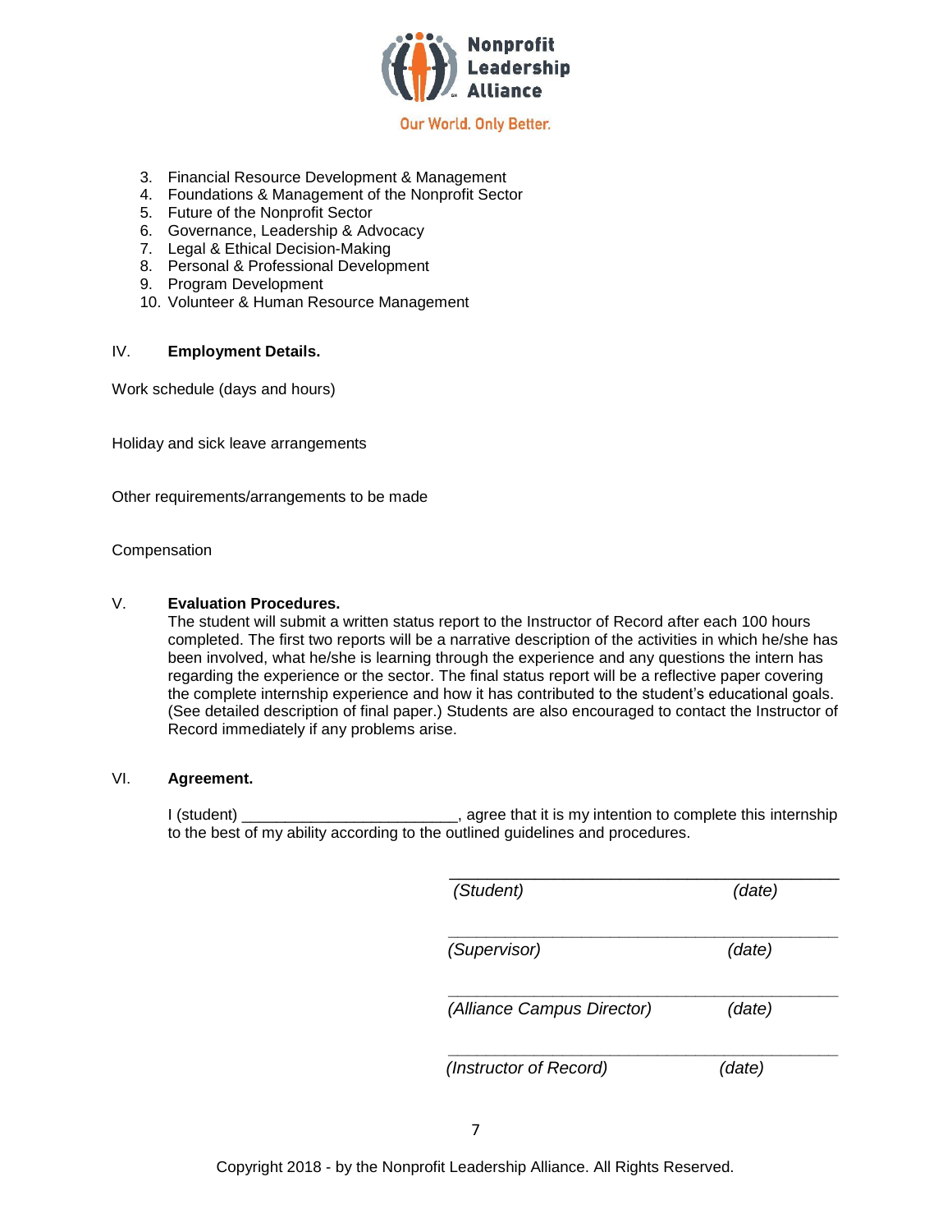3. Financial Resource Development & Management
4. Foundations & Management of the Nonprofit Sector
5. Future of the Nonprofit Sector
6. Governance, Leadership & Advocacy
7. Legal & Ethical Decision-Making
8. Personal & Professional Development
9. Program Development
10. Volunteer & Human Resource Management

## IV. **Employment Details.**

Work schedule (days and hours)

Holiday and sick leave arrangements

Other requirements/arrangements to be made

Compensation

## V. **Evaluation Procedures.**

The student will submit a written status report to the Instructor of Record after each 100 hours completed. The first two reports will be a narrative description of the activities in which he/she has been involved, what he/she is learning through the experience and any questions the intern has regarding the experience or the sector. The final status report will be a reflective paper covering the complete internship experience and how it has contributed to the student's educational goals. (See detailed description of final paper.) Students are also encouraged to contact the Instructor of Record immediately if any problems arise.

## VI. **Agreement.**

I (student) ________________________, agree that it is my intention to complete this internship to the best of my ability according to the outlined guidelines and procedures.

_____________________________________________
*(Student)* *(date)*

_____________________________________________
*(Supervisor)* *(date)*

_____________________________________________
*(Alliance Campus Director)* *(date)*

_____________________________________________
*(Instructor of Record)* *(date)*

Copyright 2018 - by the Nonprofit Leadership Alliance. All Rights Reserved.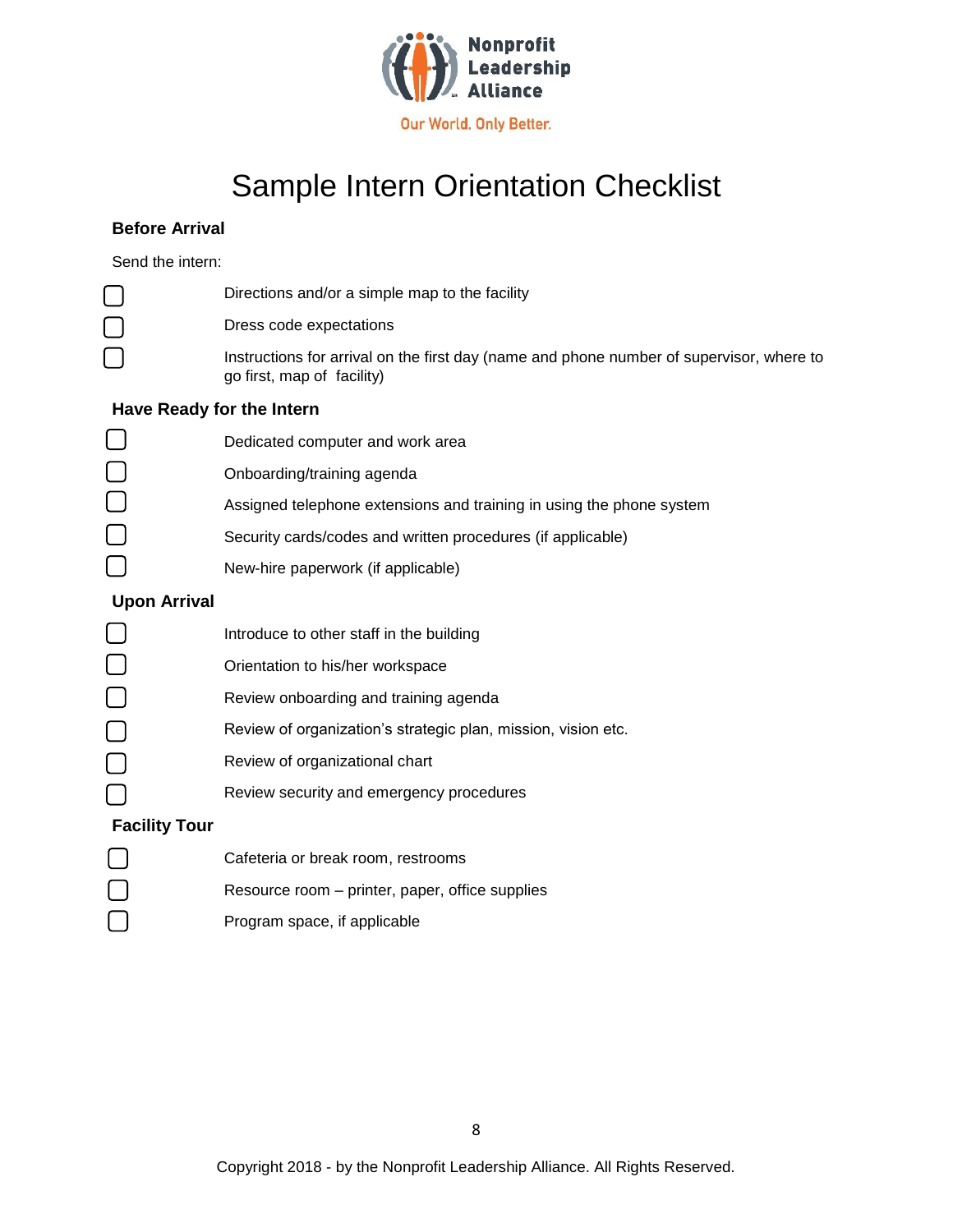Nonprofit Leadership Alliance

Our World. Only Better.

# Sample Intern Orientation Checklist

## Before Arrival

Send the intern:

- [ ] Directions and/or a simple map to the facility
- [ ] Dress code expectations
- [ ] Instructions for arrival on the first day (name and phone number of supervisor, where to go first, map of facility)

## Have Ready for the Intern

- [ ] Dedicated computer and work area
- [ ] Onboarding/training agenda
- [ ] Assigned telephone extensions and training in using the phone system
- [ ] Security cards/codes and written procedures (if applicable)
- [ ] New-hire paperwork (if applicable)

## Upon Arrival

- [ ] Introduce to other staff in the building
- [ ] Orientation to his/her workspace
- [ ] Review onboarding and training agenda
- [ ] Review of organization's strategic plan, mission, vision etc.
- [ ] Review of organizational chart
- [ ] Review security and emergency procedures

## Facility Tour

- [ ] Cafeteria or break room, restrooms
- [ ] Resource room – printer, paper, office supplies
- [ ] Program space, if applicable

Copyright 2018 - by the Nonprofit Leadership Alliance. All Rights Reserved.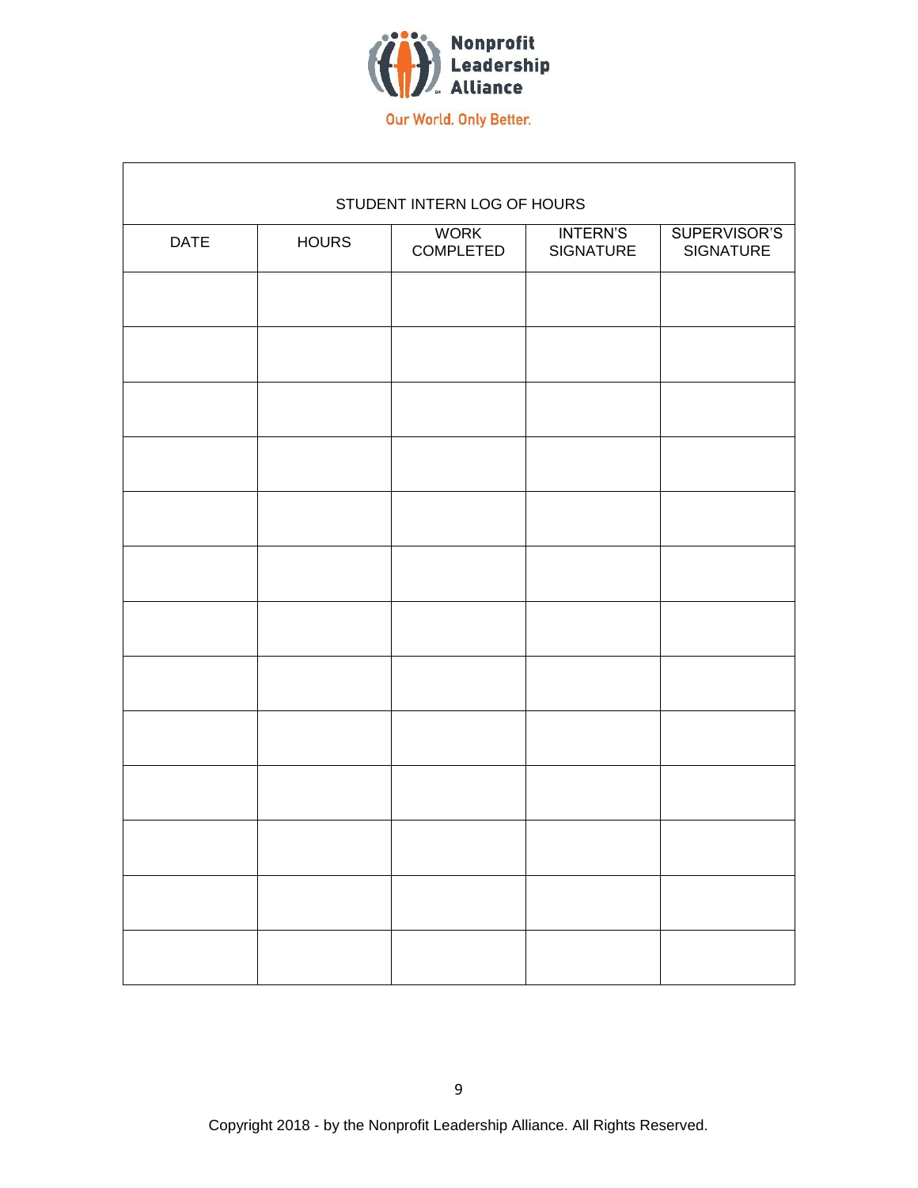Nonprofit Leadership Alliance

Our World. Only Better.

| STUDENT INTERN LOG OF HOURS | | | | |
|---|---|---|---|---|
| DATE | HOURS | WORK COMPLETED | INTERN'S SIGNATURE | SUPERVISOR'S SIGNATURE |
| | | | | |
| | | | | |
| | | | | |
| | | | | |
| | | | | |
| | | | | |
| | | | | |
| | | | | |
| | | | | |
| | | | | |
| | | | | |
| | | | | |
| | | | | |

Copyright 2018 - by the Nonprofit Leadership Alliance. All Rights Reserved.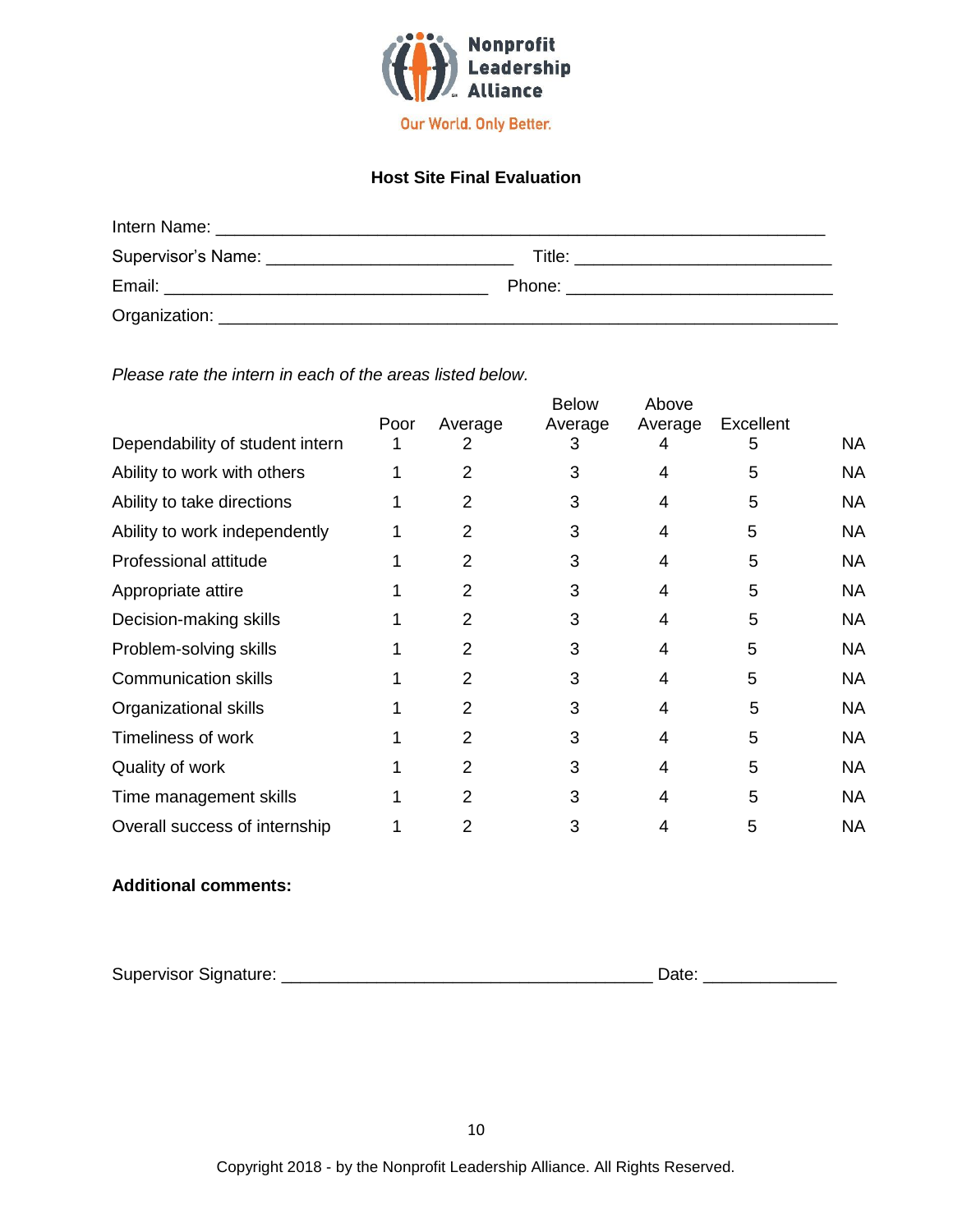Nonprofit Leadership Alliance

Our World. Only Better.

### Host Site Final Evaluation

Intern Name: ___________________________________________________________

Supervisor's Name: _________________________ Title: __________________________

Email: _________________________________ Phone: ___________________________

Organization: ______________________________________________________________

*Please rate the intern in each of the areas listed below.*

| | Poor | Average | Below Average | Above Average | Excellent | |
|---|---|---|---|---|---|---|
| Dependability of student intern | 1 | 2 | 3 | 4 | 5 | NA |
| Ability to work with others | 1 | 2 | 3 | 4 | 5 | NA |
| Ability to take directions | 1 | 2 | 3 | 4 | 5 | NA |
| Ability to work independently | 1 | 2 | 3 | 4 | 5 | NA |
| Professional attitude | 1 | 2 | 3 | 4 | 5 | NA |
| Appropriate attire | 1 | 2 | 3 | 4 | 5 | NA |
| Decision-making skills | 1 | 2 | 3 | 4 | 5 | NA |
| Problem-solving skills | 1 | 2 | 3 | 4 | 5 | NA |
| Communication skills | 1 | 2 | 3 | 4 | 5 | NA |
| Organizational skills | 1 | 2 | 3 | 4 | 5 | NA |
| Timeliness of work | 1 | 2 | 3 | 4 | 5 | NA |
| Quality of work | 1 | 2 | 3 | 4 | 5 | NA |
| Time management skills | 1 | 2 | 3 | 4 | 5 | NA |
| Overall success of internship | 1 | 2 | 3 | 4 | 5 | NA |

**Additional comments:**

Supervisor Signature: ________________________________________ Date: ______________

Copyright 2018 - by the Nonprofit Leadership Alliance. All Rights Reserved.